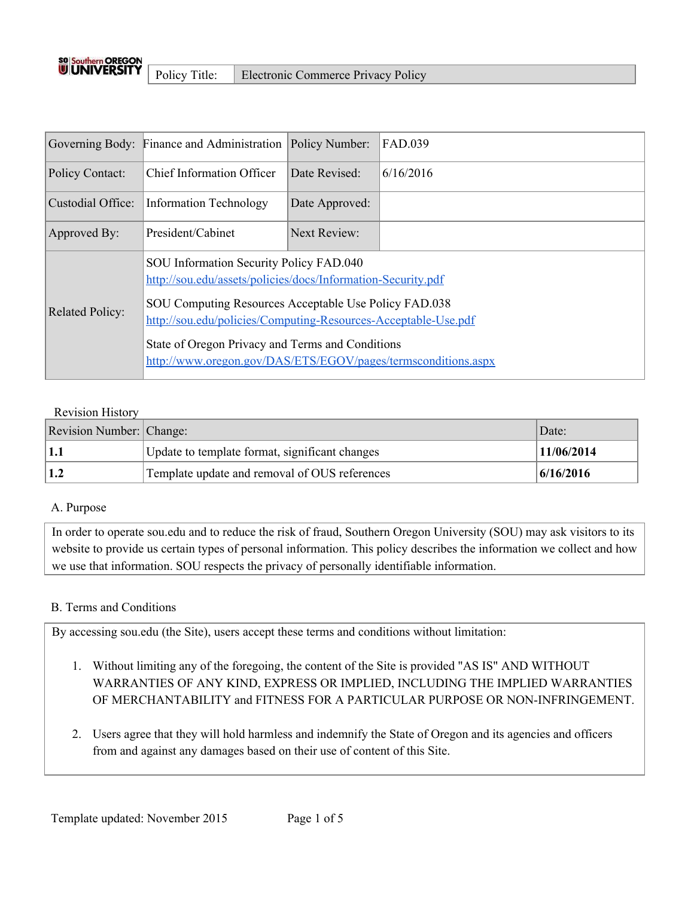| Policy Title: | Electronic Commerce Privacy Policy |
|---|---|

| Governing Body: | Finance and Administration | Policy Number: | FAD.039 |
|---|---|---|---|
| Policy Contact: | Chief Information Officer | Date Revised: | 6/16/2016 |
| Custodial Office: | Information Technology | Date Approved: | |
| Approved By: | President/Cabinet | Next Review: | |
| Related Policy: | SOU Information Security Policy FAD.040 http://sou.edu/assets/policies/docs/Information-Security.pdf<br><br>SOU Computing Resources Acceptable Use Policy FAD.038 http://sou.edu/policies/Computing-Resources-Acceptable-Use.pdf<br><br>State of Oregon Privacy and Terms and Conditions http://www.oregon.gov/DAS/ETS/EGOV/pages/termsconditions.aspx | | |

Revision History

| Revision Number: | Change: | Date: |
|---|---|---|
| **1.1** | Update to template format, significant changes | **11/06/2014** |
| **1.2** | Template update and removal of OUS references | **6/16/2016** |

## A. Purpose

In order to operate sou.edu and to reduce the risk of fraud, Southern Oregon University (SOU) may ask visitors to its website to provide us certain types of personal information. This policy describes the information we collect and how we use that information. SOU respects the privacy of personally identifiable information.

## B. Terms and Conditions

By accessing sou.edu (the Site), users accept these terms and conditions without limitation:

1. Without limiting any of the foregoing, the content of the Site is provided "AS IS" AND WITHOUT WARRANTIES OF ANY KIND, EXPRESS OR IMPLIED, INCLUDING THE IMPLIED WARRANTIES OF MERCHANTABILITY and FITNESS FOR A PARTICULAR PURPOSE OR NON-INFRINGEMENT.

2. Users agree that they will hold harmless and indemnify the State of Oregon and its agencies and officers from and against any damages based on their use of content of this Site.

Template updated: November 2015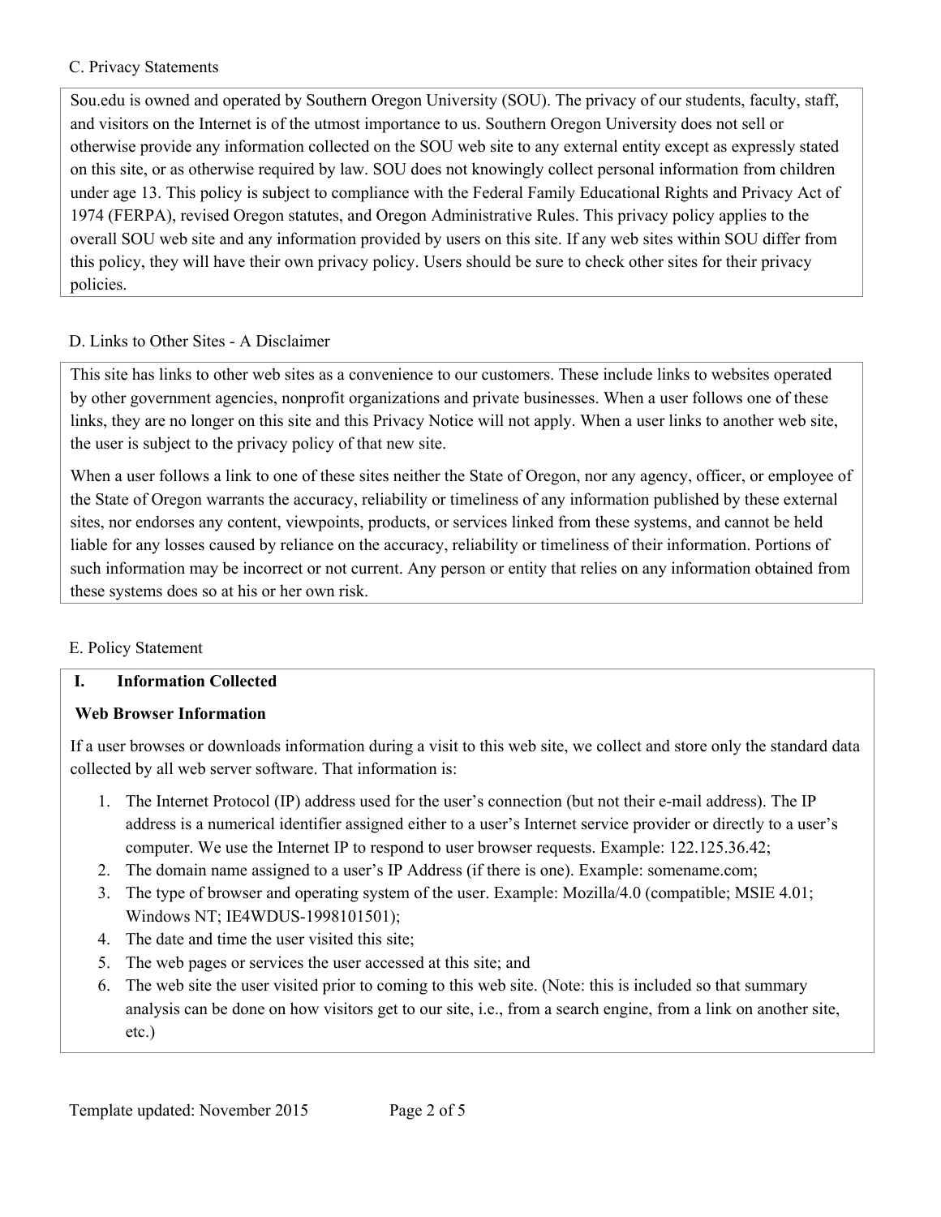## C. Privacy Statements

Sou.edu is owned and operated by Southern Oregon University (SOU). The privacy of our students, faculty, staff, and visitors on the Internet is of the utmost importance to us. Southern Oregon University does not sell or otherwise provide any information collected on the SOU web site to any external entity except as expressly stated on this site, or as otherwise required by law. SOU does not knowingly collect personal information from children under age 13. This policy is subject to compliance with the Federal Family Educational Rights and Privacy Act of 1974 (FERPA), revised Oregon statutes, and Oregon Administrative Rules. This privacy policy applies to the overall SOU web site and any information provided by users on this site. If any web sites within SOU differ from this policy, they will have their own privacy policy. Users should be sure to check other sites for their privacy policies.

## D. Links to Other Sites - A Disclaimer

This site has links to other web sites as a convenience to our customers. These include links to websites operated by other government agencies, nonprofit organizations and private businesses. When a user follows one of these links, they are no longer on this site and this Privacy Notice will not apply. When a user links to another web site, the user is subject to the privacy policy of that new site.

When a user follows a link to one of these sites neither the State of Oregon, nor any agency, officer, or employee of the State of Oregon warrants the accuracy, reliability or timeliness of any information published by these external sites, nor endorses any content, viewpoints, products, or services linked from these systems, and cannot be held liable for any losses caused by reliance on the accuracy, reliability or timeliness of their information. Portions of such information may be incorrect or not current. Any person or entity that relies on any information obtained from these systems does so at his or her own risk.

## E. Policy Statement

### I. Information Collected

**Web Browser Information**

If a user browses or downloads information during a visit to this web site, we collect and store only the standard data collected by all web server software. That information is:

1. The Internet Protocol (IP) address used for the user's connection (but not their e-mail address). The IP address is a numerical identifier assigned either to a user's Internet service provider or directly to a user's computer. We use the Internet IP to respond to user browser requests. Example: 122.125.36.42;
2. The domain name assigned to a user's IP Address (if there is one). Example: somename.com;
3. The type of browser and operating system of the user. Example: Mozilla/4.0 (compatible; MSIE 4.01; Windows NT; IE4WDUS-1998101501);
4. The date and time the user visited this site;
5. The web pages or services the user accessed at this site; and
6. The web site the user visited prior to coming to this web site. (Note: this is included so that summary analysis can be done on how visitors get to our site, i.e., from a search engine, from a link on another site, etc.)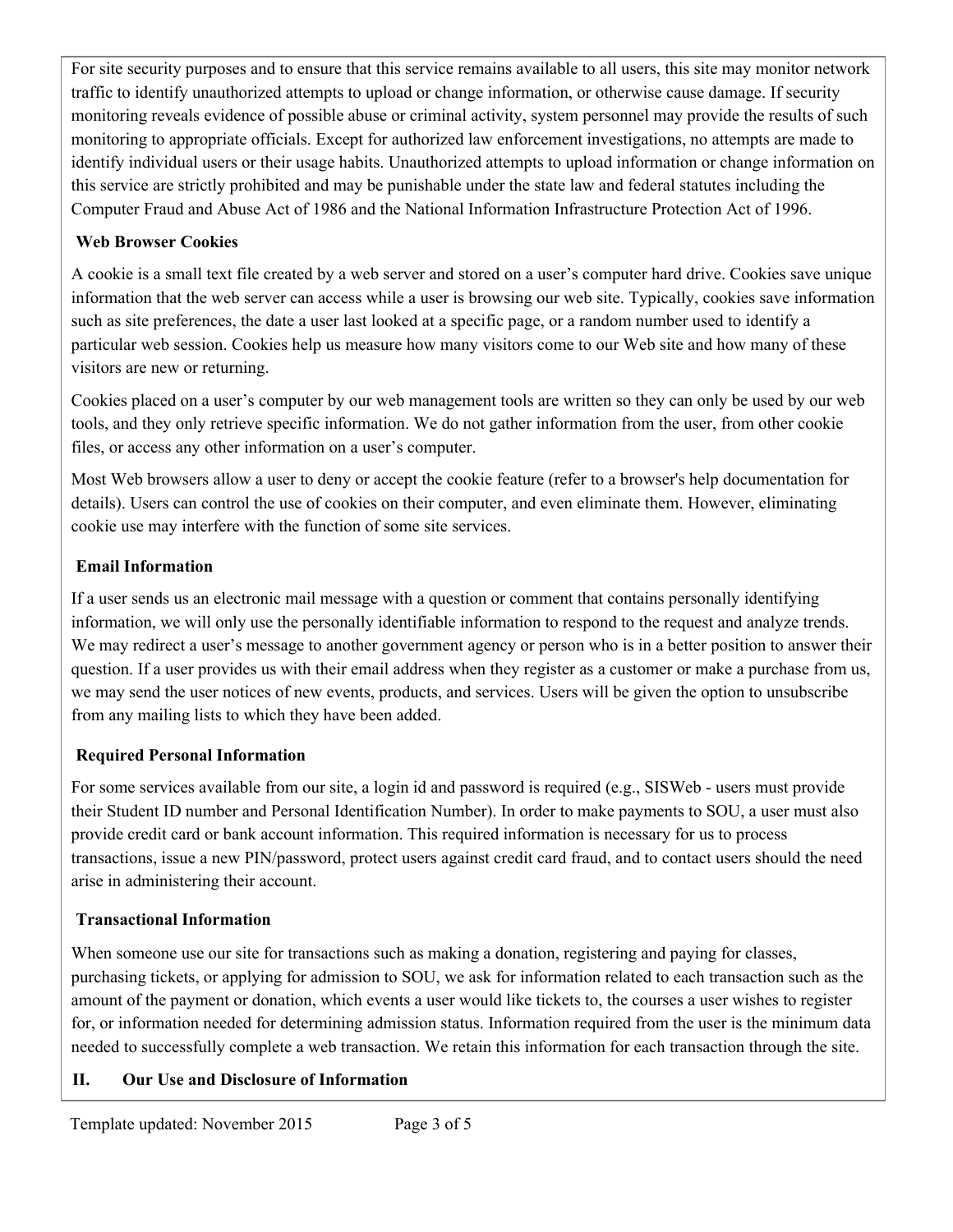For site security purposes and to ensure that this service remains available to all users, this site may monitor network traffic to identify unauthorized attempts to upload or change information, or otherwise cause damage. If security monitoring reveals evidence of possible abuse or criminal activity, system personnel may provide the results of such monitoring to appropriate officials. Except for authorized law enforcement investigations, no attempts are made to identify individual users or their usage habits. Unauthorized attempts to upload information or change information on this service are strictly prohibited and may be punishable under the state law and federal statutes including the Computer Fraud and Abuse Act of 1986 and the National Information Infrastructure Protection Act of 1996.

**Web Browser Cookies**

A cookie is a small text file created by a web server and stored on a user's computer hard drive. Cookies save unique information that the web server can access while a user is browsing our web site. Typically, cookies save information such as site preferences, the date a user last looked at a specific page, or a random number used to identify a particular web session. Cookies help us measure how many visitors come to our Web site and how many of these visitors are new or returning.

Cookies placed on a user's computer by our web management tools are written so they can only be used by our web tools, and they only retrieve specific information. We do not gather information from the user, from other cookie files, or access any other information on a user's computer.

Most Web browsers allow a user to deny or accept the cookie feature (refer to a browser's help documentation for details). Users can control the use of cookies on their computer, and even eliminate them. However, eliminating cookie use may interfere with the function of some site services.

**Email Information**

If a user sends us an electronic mail message with a question or comment that contains personally identifying information, we will only use the personally identifiable information to respond to the request and analyze trends. We may redirect a user's message to another government agency or person who is in a better position to answer their question. If a user provides us with their email address when they register as a customer or make a purchase from us, we may send the user notices of new events, products, and services. Users will be given the option to unsubscribe from any mailing lists to which they have been added.

**Required Personal Information**

For some services available from our site, a login id and password is required (e.g., SISWeb - users must provide their Student ID number and Personal Identification Number). In order to make payments to SOU, a user must also provide credit card or bank account information. This required information is necessary for us to process transactions, issue a new PIN/password, protect users against credit card fraud, and to contact users should the need arise in administering their account.

**Transactional Information**

When someone use our site for transactions such as making a donation, registering and paying for classes, purchasing tickets, or applying for admission to SOU, we ask for information related to each transaction such as the amount of the payment or donation, which events a user would like tickets to, the courses a user wishes to register for, or information needed for determining admission status. Information required from the user is the minimum data needed to successfully complete a web transaction. We retain this information for each transaction through the site.

## II. Our Use and Disclosure of Information

Template updated: November 2015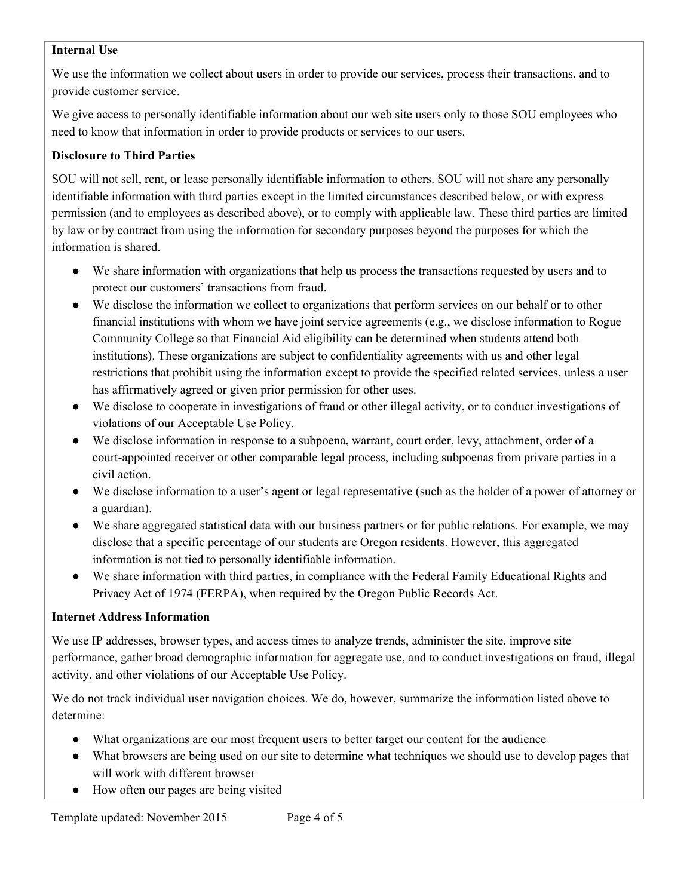**Internal Use**

We use the information we collect about users in order to provide our services, process their transactions, and to provide customer service.

We give access to personally identifiable information about our web site users only to those SOU employees who need to know that information in order to provide products or services to our users.

**Disclosure to Third Parties**

SOU will not sell, rent, or lease personally identifiable information to others. SOU will not share any personally identifiable information with third parties except in the limited circumstances described below, or with express permission (and to employees as described above), or to comply with applicable law. These third parties are limited by law or by contract from using the information for secondary purposes beyond the purposes for which the information is shared.

- We share information with organizations that help us process the transactions requested by users and to protect our customers' transactions from fraud.
- We disclose the information we collect to organizations that perform services on our behalf or to other financial institutions with whom we have joint service agreements (e.g., we disclose information to Rogue Community College so that Financial Aid eligibility can be determined when students attend both institutions). These organizations are subject to confidentiality agreements with us and other legal restrictions that prohibit using the information except to provide the specified related services, unless a user has affirmatively agreed or given prior permission for other uses.
- We disclose to cooperate in investigations of fraud or other illegal activity, or to conduct investigations of violations of our Acceptable Use Policy.
- We disclose information in response to a subpoena, warrant, court order, levy, attachment, order of a court-appointed receiver or other comparable legal process, including subpoenas from private parties in a civil action.
- We disclose information to a user's agent or legal representative (such as the holder of a power of attorney or a guardian).
- We share aggregated statistical data with our business partners or for public relations. For example, we may disclose that a specific percentage of our students are Oregon residents. However, this aggregated information is not tied to personally identifiable information.
- We share information with third parties, in compliance with the Federal Family Educational Rights and Privacy Act of 1974 (FERPA), when required by the Oregon Public Records Act.

**Internet Address Information**

We use IP addresses, browser types, and access times to analyze trends, administer the site, improve site performance, gather broad demographic information for aggregate use, and to conduct investigations on fraud, illegal activity, and other violations of our Acceptable Use Policy.

We do not track individual user navigation choices. We do, however, summarize the information listed above to determine:

- What organizations are our most frequent users to better target our content for the audience
- What browsers are being used on our site to determine what techniques we should use to develop pages that will work with different browser
- How often our pages are being visited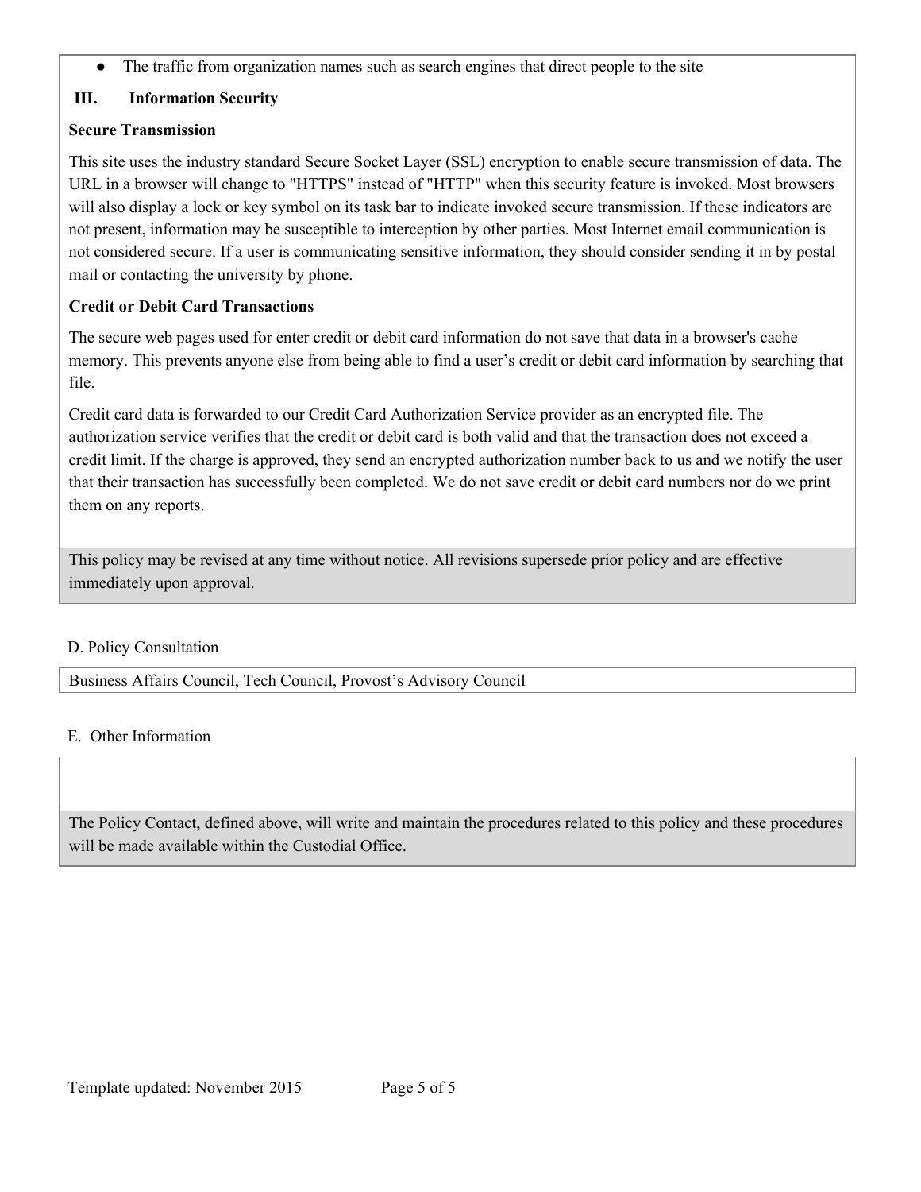- The traffic from organization names such as search engines that direct people to the site

### III. Information Security

**Secure Transmission**

This site uses the industry standard Secure Socket Layer (SSL) encryption to enable secure transmission of data. The URL in a browser will change to "HTTPS" instead of "HTTP" when this security feature is invoked. Most browsers will also display a lock or key symbol on its task bar to indicate invoked secure transmission. If these indicators are not present, information may be susceptible to interception by other parties. Most Internet email communication is not considered secure. If a user is communicating sensitive information, they should consider sending it in by postal mail or contacting the university by phone.

**Credit or Debit Card Transactions**

The secure web pages used for enter credit or debit card information do not save that data in a browser's cache memory. This prevents anyone else from being able to find a user's credit or debit card information by searching that file.

Credit card data is forwarded to our Credit Card Authorization Service provider as an encrypted file. The authorization service verifies that the credit or debit card is both valid and that the transaction does not exceed a credit limit. If the charge is approved, they send an encrypted authorization number back to us and we notify the user that their transaction has successfully been completed. We do not save credit or debit card numbers nor do we print them on any reports.

This policy may be revised at any time without notice. All revisions supersede prior policy and are effective immediately upon approval.

## D. Policy Consultation

Business Affairs Council, Tech Council, Provost's Advisory Council

## E. Other Information

The Policy Contact, defined above, will write and maintain the procedures related to this policy and these procedures will be made available within the Custodial Office.

Template updated: November 2015